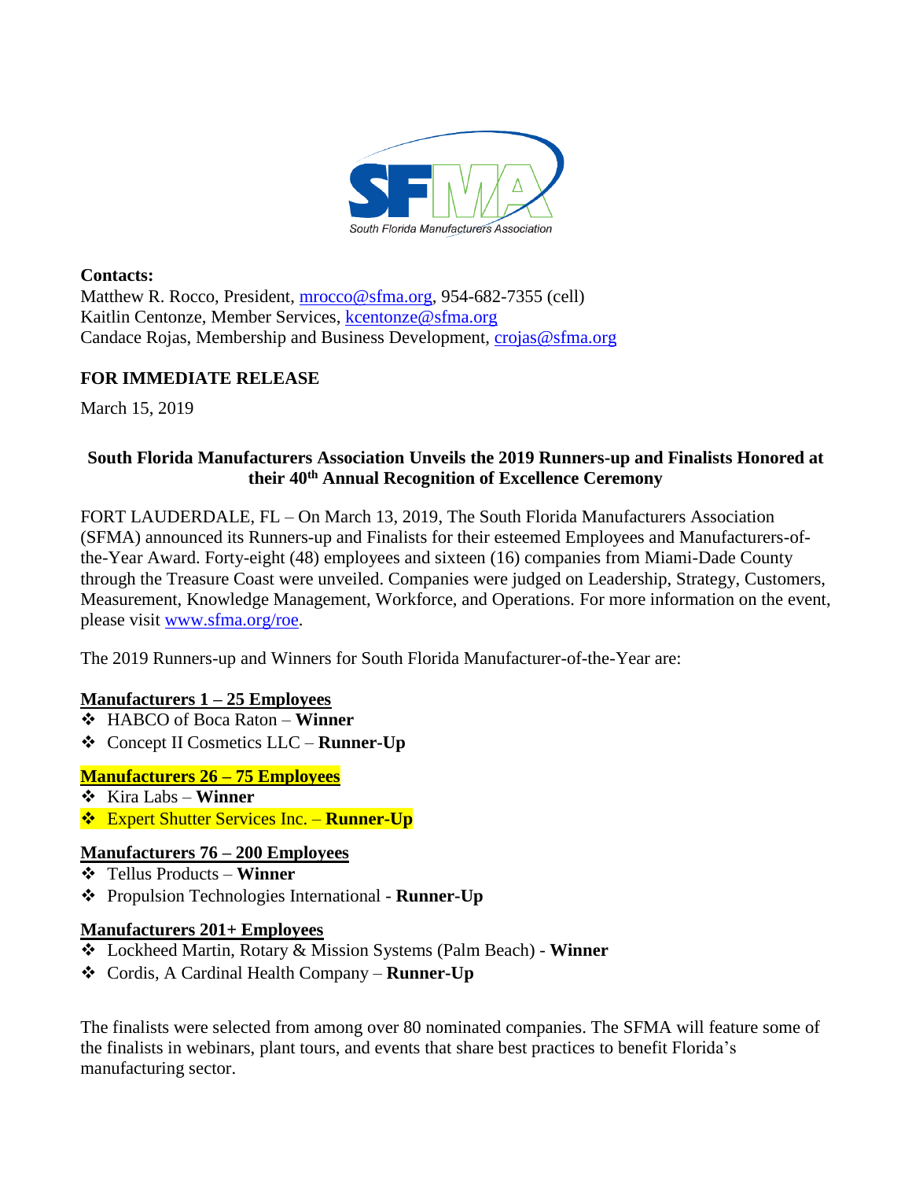South Florida Manufacturers Association

**Contacts:**
Matthew R. Rocco, President, mrocco@sfma.org, 954-682-7355 (cell)
Kaitlin Centonze, Member Services, kcentonze@sfma.org
Candace Rojas, Membership and Business Development, crojas@sfma.org

**FOR IMMEDIATE RELEASE**

March 15, 2019

**South Florida Manufacturers Association Unveils the 2019 Runners-up and Finalists Honored at their 40th Annual Recognition of Excellence Ceremony**

FORT LAUDERDALE, FL – On March 13, 2019, The South Florida Manufacturers Association (SFMA) announced its Runners-up and Finalists for their esteemed Employees and Manufacturers-of-the-Year Award. Forty-eight (48) employees and sixteen (16) companies from Miami-Dade County through the Treasure Coast were unveiled. Companies were judged on Leadership, Strategy, Customers, Measurement, Knowledge Management, Workforce, and Operations. For more information on the event, please visit www.sfma.org/roe.

The 2019 Runners-up and Winners for South Florida Manufacturer-of-the-Year are:

**Manufacturers 1 – 25 Employees**

- HABCO of Boca Raton – **Winner**
- Concept II Cosmetics LLC – **Runner-Up**

**Manufacturers 26 – 75 Employees**

- Kira Labs – **Winner**
- Expert Shutter Services Inc. – **Runner-Up**

**Manufacturers 76 – 200 Employees**

- Tellus Products – **Winner**
- Propulsion Technologies International - **Runner-Up**

**Manufacturers 201+ Employees**

- Lockheed Martin, Rotary & Mission Systems (Palm Beach) - **Winner**
- Cordis, A Cardinal Health Company – **Runner-Up**

The finalists were selected from among over 80 nominated companies. The SFMA will feature some of the finalists in webinars, plant tours, and events that share best practices to benefit Florida's manufacturing sector.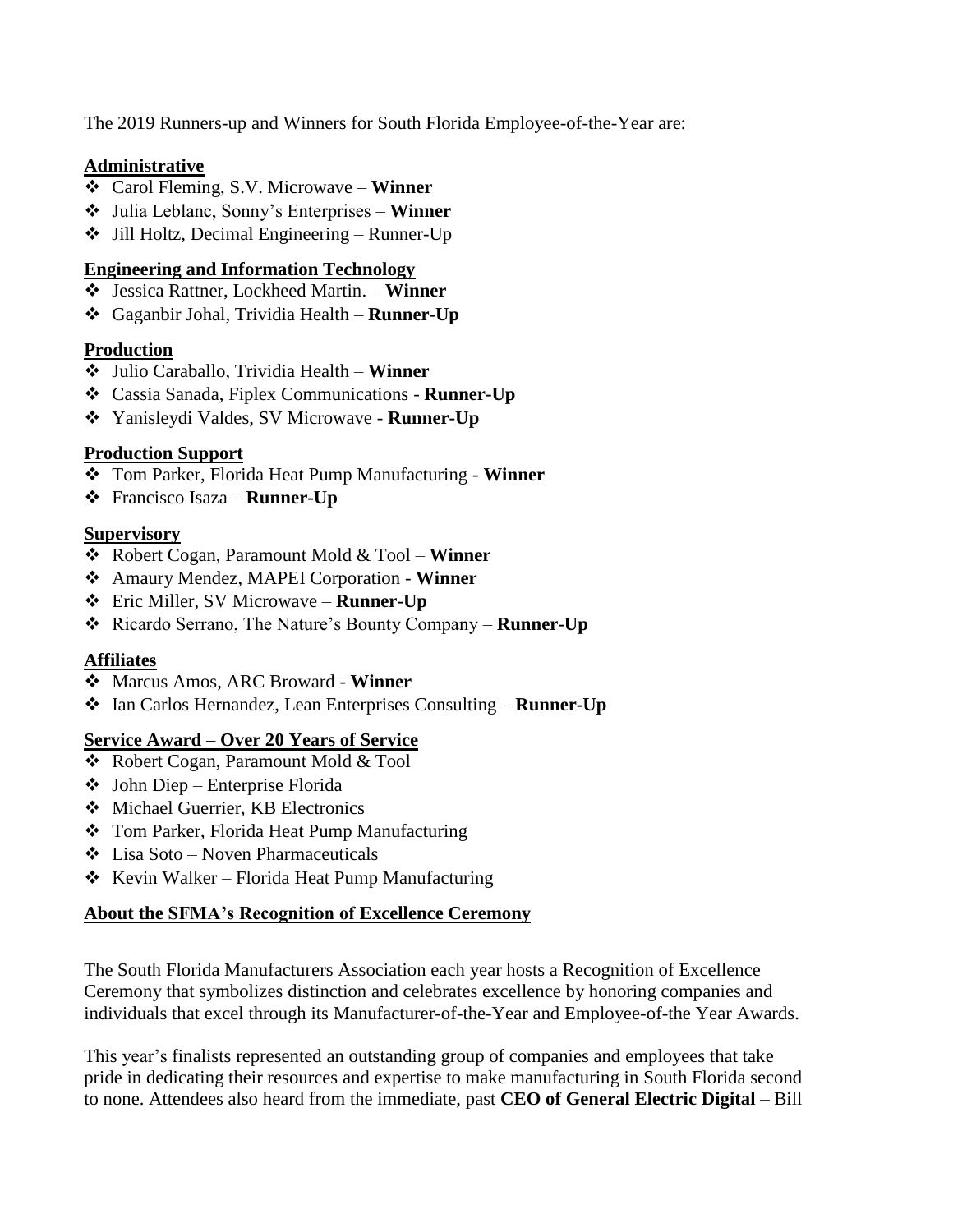The 2019 Runners-up and Winners for South Florida Employee-of-the-Year are:

**Administrative**

- Carol Fleming, S.V. Microwave – **Winner**
- Julia Leblanc, Sonny's Enterprises – **Winner**
- Jill Holtz, Decimal Engineering – Runner-Up

**Engineering and Information Technology**

- Jessica Rattner, Lockheed Martin. – **Winner**
- Gaganbir Johal, Trividia Health – **Runner-Up**

**Production**

- Julio Caraballo, Trividia Health – **Winner**
- Cassia Sanada, Fiplex Communications - **Runner-Up**
- Yanisleydi Valdes, SV Microwave - **Runner-Up**

**Production Support**

- Tom Parker, Florida Heat Pump Manufacturing - **Winner**
- Francisco Isaza – **Runner-Up**

**Supervisory**

- Robert Cogan, Paramount Mold & Tool – **Winner**
- Amaury Mendez, MAPEI Corporation - **Winner**
- Eric Miller, SV Microwave – **Runner-Up**
- Ricardo Serrano, The Nature's Bounty Company – **Runner-Up**

**Affiliates**

- Marcus Amos, ARC Broward - **Winner**
- Ian Carlos Hernandez, Lean Enterprises Consulting – **Runner-Up**

**Service Award – Over 20 Years of Service**

- Robert Cogan, Paramount Mold & Tool
- John Diep – Enterprise Florida
- Michael Guerrier, KB Electronics
- Tom Parker, Florida Heat Pump Manufacturing
- Lisa Soto – Noven Pharmaceuticals
- Kevin Walker – Florida Heat Pump Manufacturing

**About the SFMA's Recognition of Excellence Ceremony**

The South Florida Manufacturers Association each year hosts a Recognition of Excellence Ceremony that symbolizes distinction and celebrates excellence by honoring companies and individuals that excel through its Manufacturer-of-the-Year and Employee-of-the Year Awards.

This year's finalists represented an outstanding group of companies and employees that take pride in dedicating their resources and expertise to make manufacturing in South Florida second to none. Attendees also heard from the immediate, past **CEO of General Electric Digital** – Bill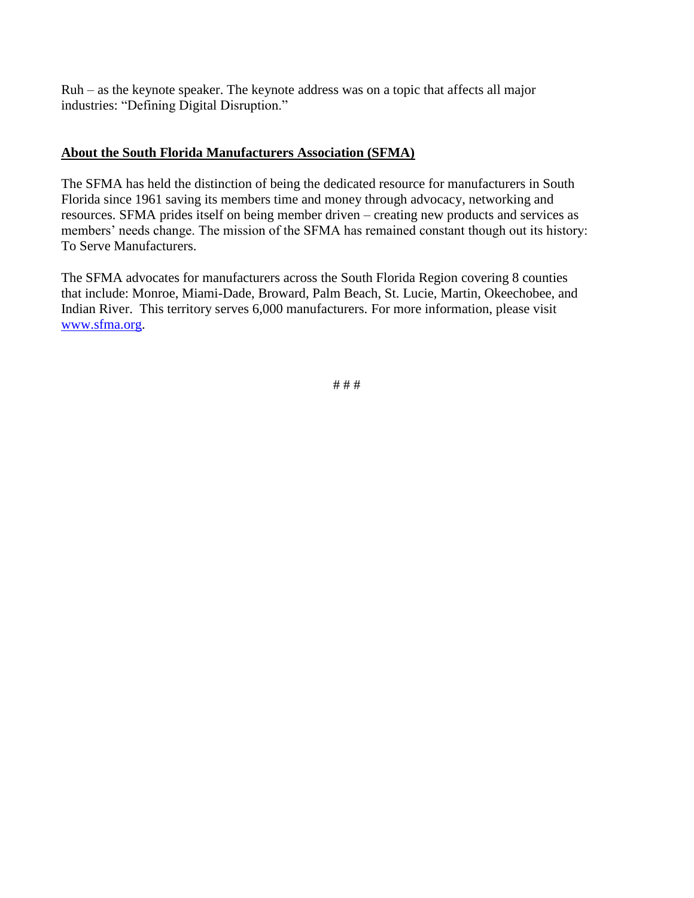Ruh – as the keynote speaker. The keynote address was on a topic that affects all major industries: "Defining Digital Disruption."

**About the South Florida Manufacturers Association (SFMA)**

The SFMA has held the distinction of being the dedicated resource for manufacturers in South Florida since 1961 saving its members time and money through advocacy, networking and resources. SFMA prides itself on being member driven – creating new products and services as members' needs change. The mission of the SFMA has remained constant though out its history: To Serve Manufacturers.

The SFMA advocates for manufacturers across the South Florida Region covering 8 counties that include: Monroe, Miami-Dade, Broward, Palm Beach, St. Lucie, Martin, Okeechobee, and Indian River. This territory serves 6,000 manufacturers. For more information, please visit [www.sfma.org](http://www.sfma.org).

# # #